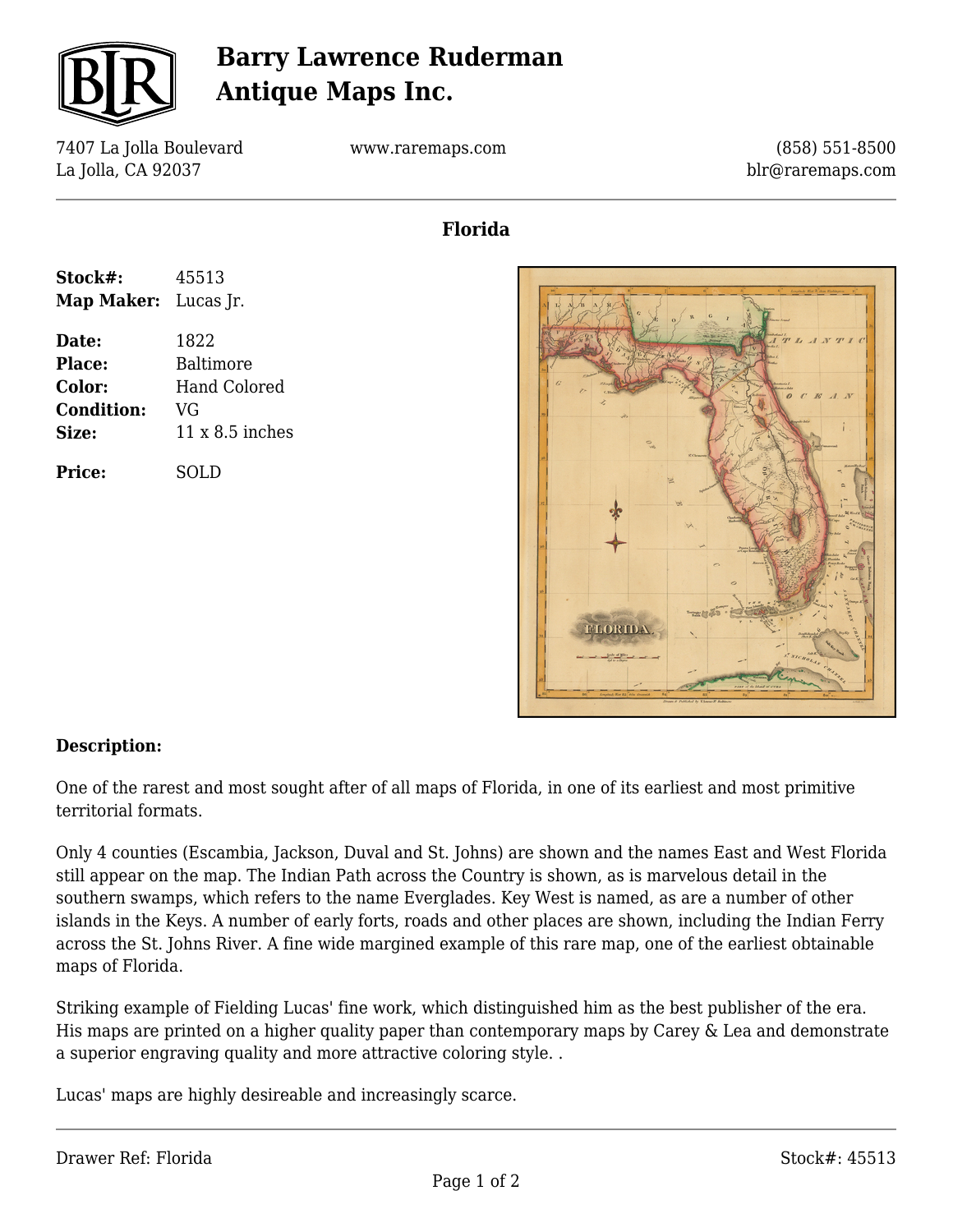# Barry Lawrence Ruderman Antique Maps Inc.

7407 La Jolla Boulevard
La Jolla, CA 92037

www.raremaps.com

(858) 551-8500
blr@raremaps.com

## Florida

| | |
|---|---|
| **Stock#:** | 45513 |
| **Map Maker:** | Lucas Jr. |
| **Date:** | 1822 |
| **Place:** | Baltimore |
| **Color:** | Hand Colored |
| **Condition:** | VG |
| **Size:** | 11 x 8.5 inches |
| **Price:** | SOLD |

### Description:

One of the rarest and most sought after of all maps of Florida, in one of its earliest and most primitive territorial formats.

Only 4 counties (Escambia, Jackson, Duval and St. Johns) are shown and the names East and West Florida still appear on the map. The Indian Path across the Country is shown, as is marvelous detail in the southern swamps, which refers to the name Everglades. Key West is named, as are a number of other islands in the Keys. A number of early forts, roads and other places are shown, including the Indian Ferry across the St. Johns River. A fine wide margined example of this rare map, one of the earliest obtainable maps of Florida.

Striking example of Fielding Lucas' fine work, which distinguished him as the best publisher of the era. His maps are printed on a higher quality paper than contemporary maps by Carey & Lea and demonstrate a superior engraving quality and more attractive coloring style. .

Lucas' maps are highly desireable and increasingly scarce.

Drawer Ref: Florida

Stock#: 45513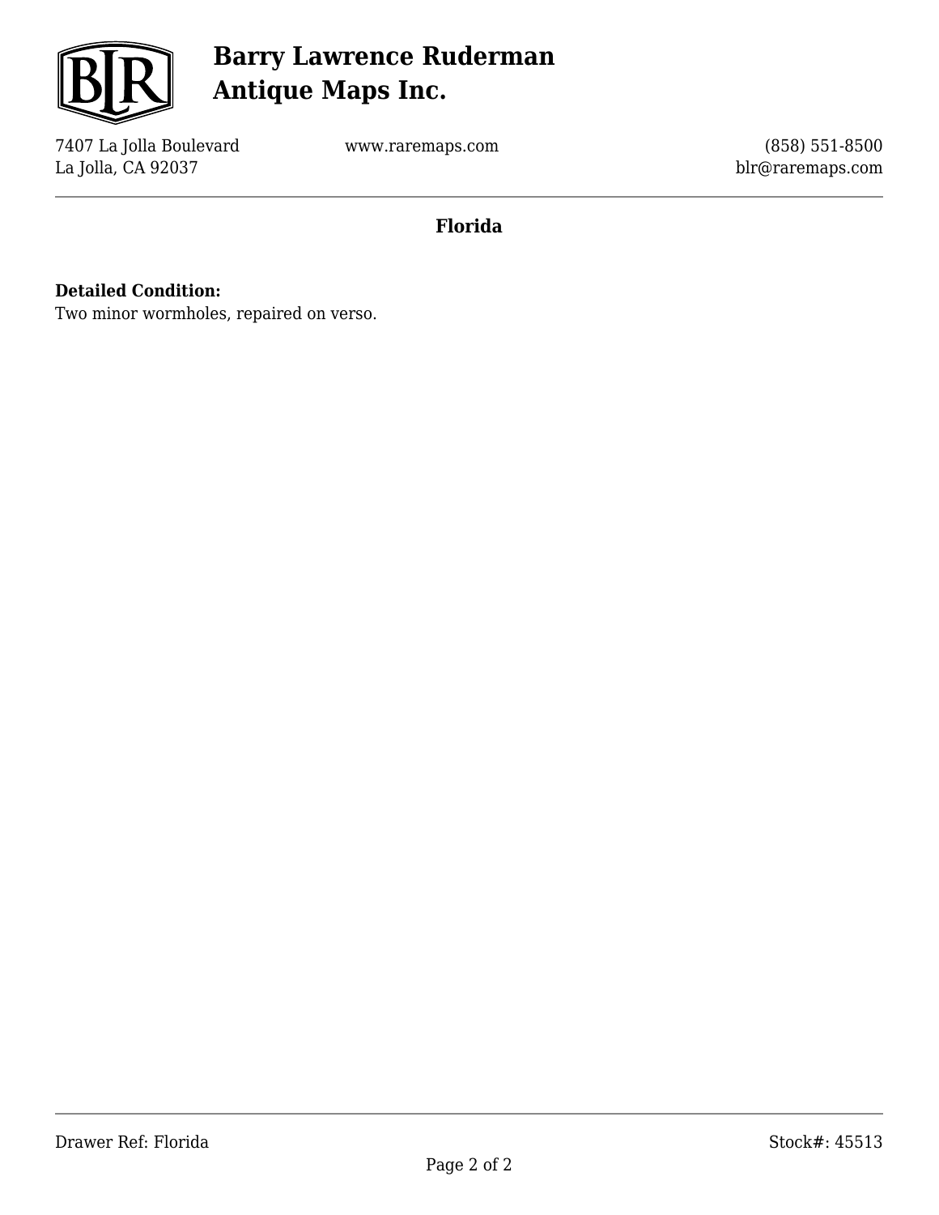**Florida**

**Detailed Condition:**
Two minor wormholes, repaired on verso.